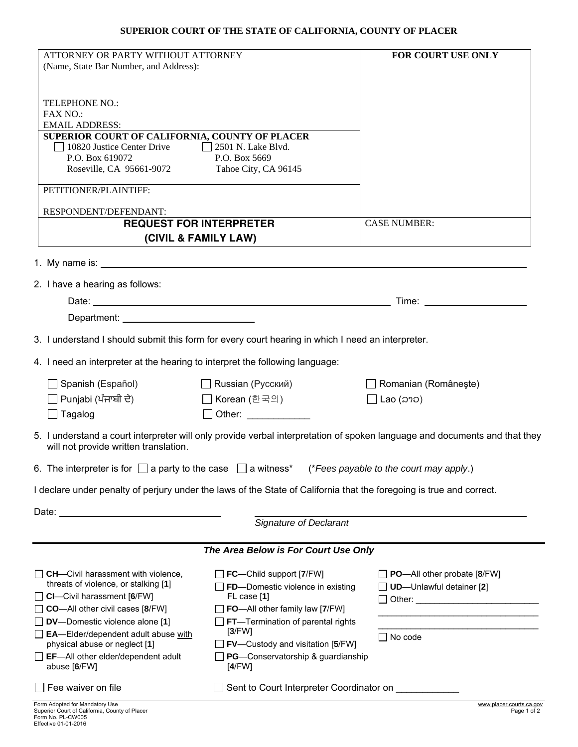**SUPERIOR COURT OF THE STATE OF CALIFORNIA, COUNTY OF PLACER**

| ATTORNEY OR PARTY WITHOUT ATTORNEY (Name, State Bar Number, and Address): | **FOR COURT USE ONLY** |
|---|---|
| TELEPHONE NO.:<br>FAX NO.:<br>EMAIL ADDRESS: | |
| **SUPERIOR COURT OF CALIFORNIA, COUNTY OF PLACER**<br>☐ 10820 Justice Center Drive, P.O. Box 619072, Roseville, CA 95661-9072<br>☐ 2501 N. Lake Blvd., P.O. Box 5669, Tahoe City, CA 96145 | |
| PETITIONER/PLAINTIFF:<br><br>RESPONDENT/DEFENDANT: | |
| **REQUEST FOR INTERPRETER (CIVIL & FAMILY LAW)** | CASE NUMBER: |

1. My name is: ______________________________

2. I have a hearing as follows:

   Date: ______________________________ Time: ______________

   Department: ______________

3. I understand I should submit this form for every court hearing in which I need an interpreter.

4. I need an interpreter at the hearing to interpret the following language:

   ☐ Spanish (Español) ☐ Russian (Русский) ☐ Romanian (Româneşte)
   ☐ Punjabi (ਪੰਜਾਬੀ ਦੇ) ☐ Korean (한국의) ☐ Lao (ລາວ)
   ☐ Tagalog ☐ Other: ____________

5. I understand a court interpreter will only provide verbal interpretation of spoken language and documents and that they will not provide written translation.

6. The interpreter is for ☐ a party to the case ☐ a witness* (**Fees payable to the court may apply.*)

I declare under penalty of perjury under the laws of the State of California that the foregoing is true and correct.

Date: ______________________ ______________________________
*Signature of Declarant*

---

***The Area Below is For Court Use Only***

☐ **CH**—Civil harassment with violence, threats of violence, or stalking [**1**]
☐ **CI**—Civil harassment [**6**/FW]
☐ **CO**—All other civil cases [**8**/FW]
☐ **DV**—Domestic violence alone [**1**]
☐ **EA**—Elder/dependent adult abuse with physical abuse or neglect [**1**]
☐ **EF**—All other elder/dependent adult abuse [**6**/FW]
☐ **FC**—Child support [**7**/FW]
☐ **FD**—Domestic violence in existing FL case [**1**]
☐ **FO**—All other family law [**7**/FW]
☐ **FT**—Termination of parental rights [**3**/FW]
☐ **FV**—Custody and visitation [**5**/FW]
☐ **PG**—Conservatorship & guardianship [**4**/FW]
☐ **PO**—All other probate [**8**/FW]
☐ **UD**—Unlawful detainer [**2**]
☐ Other: ______________________________
☐ No code

☐ Fee waiver on file ☐ Sent to Court Interpreter Coordinator on ____________

Form Adopted for Mandatory Use
Superior Court of California, County of Placer
Form No. PL-CW005
Effective 01-01-2016

www.placer.courts.ca.gov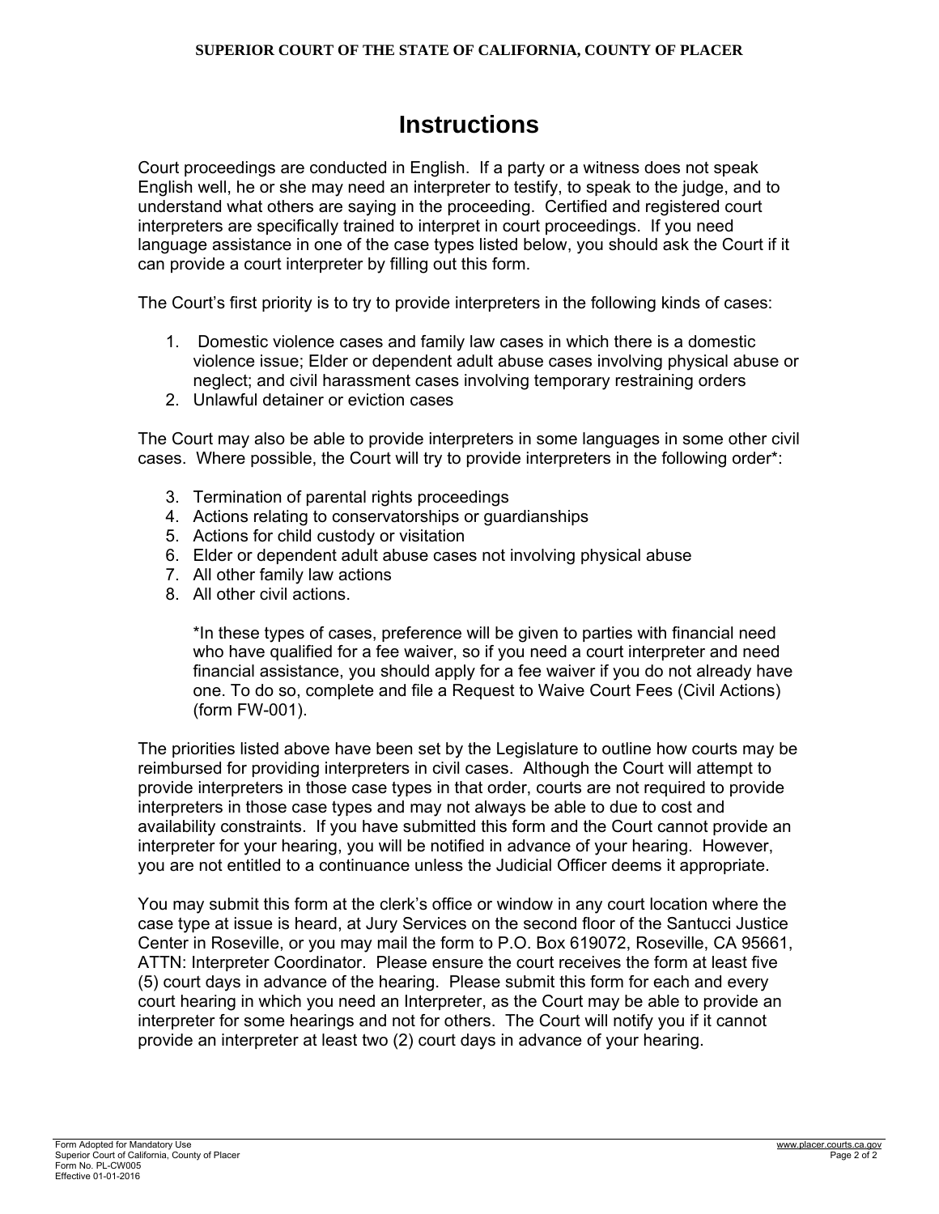# Instructions

Court proceedings are conducted in English. If a party or a witness does not speak English well, he or she may need an interpreter to testify, to speak to the judge, and to understand what others are saying in the proceeding. Certified and registered court interpreters are specifically trained to interpret in court proceedings. If you need language assistance in one of the case types listed below, you should ask the Court if it can provide a court interpreter by filling out this form.

The Court's first priority is to try to provide interpreters in the following kinds of cases:

1. Domestic violence cases and family law cases in which there is a domestic violence issue; Elder or dependent adult abuse cases involving physical abuse or neglect; and civil harassment cases involving temporary restraining orders
2. Unlawful detainer or eviction cases

The Court may also be able to provide interpreters in some languages in some other civil cases. Where possible, the Court will try to provide interpreters in the following order*:

3. Termination of parental rights proceedings
4. Actions relating to conservatorships or guardianships
5. Actions for child custody or visitation
6. Elder or dependent adult abuse cases not involving physical abuse
7. All other family law actions
8. All other civil actions.

*In these types of cases, preference will be given to parties with financial need who have qualified for a fee waiver, so if you need a court interpreter and need financial assistance, you should apply for a fee waiver if you do not already have one. To do so, complete and file a Request to Waive Court Fees (Civil Actions) (form FW-001).

The priorities listed above have been set by the Legislature to outline how courts may be reimbursed for providing interpreters in civil cases. Although the Court will attempt to provide interpreters in those case types in that order, courts are not required to provide interpreters in those case types and may not always be able to due to cost and availability constraints. If you have submitted this form and the Court cannot provide an interpreter for your hearing, you will be notified in advance of your hearing. However, you are not entitled to a continuance unless the Judicial Officer deems it appropriate.

You may submit this form at the clerk's office or window in any court location where the case type at issue is heard, at Jury Services on the second floor of the Santucci Justice Center in Roseville, or you may mail the form to P.O. Box 619072, Roseville, CA 95661, ATTN: Interpreter Coordinator. Please ensure the court receives the form at least five (5) court days in advance of the hearing. Please submit this form for each and every court hearing in which you need an Interpreter, as the Court may be able to provide an interpreter for some hearings and not for others. The Court will notify you if it cannot provide an interpreter at least two (2) court days in advance of your hearing.